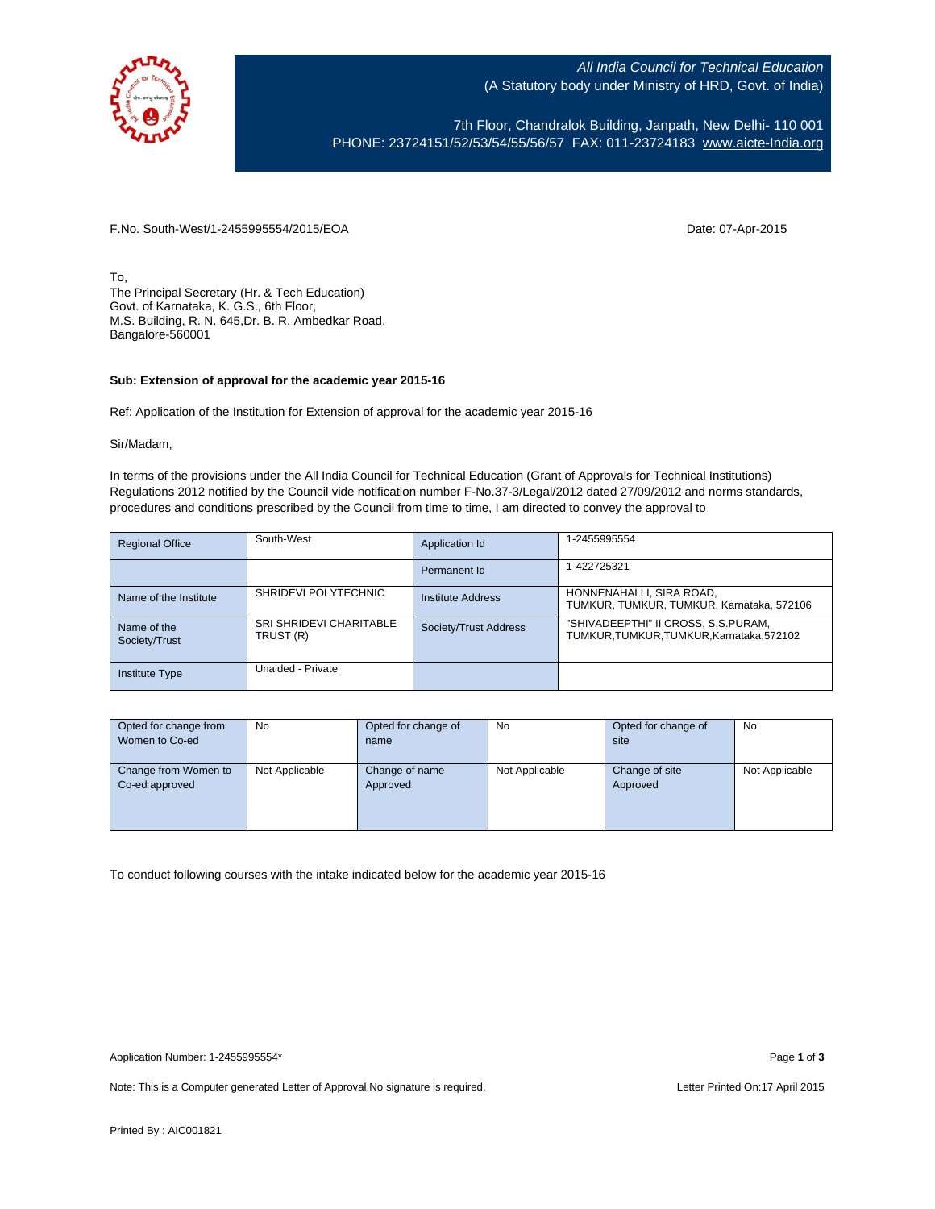All India Council for Technical Education
(A Statutory body under Ministry of HRD, Govt. of India)

7th Floor, Chandralok Building, Janpath, New Delhi- 110 001
PHONE: 23724151/52/53/54/55/56/57 FAX: 011-23724183 www.aicte-India.org

F.No. South-West/1-2455995554/2015/EOA

Date: 07-Apr-2015

To,
The Principal Secretary (Hr. & Tech Education)
Govt. of Karnataka, K. G.S., 6th Floor,
M.S. Building, R. N. 645,Dr. B. R. Ambedkar Road,
Bangalore-560001

**Sub: Extension of approval for the academic year 2015-16**

Ref: Application of the Institution for Extension of approval for the academic year 2015-16

Sir/Madam,

In terms of the provisions under the All India Council for Technical Education (Grant of Approvals for Technical Institutions) Regulations 2012 notified by the Council vide notification number F-No.37-3/Legal/2012 dated 27/09/2012 and norms standards, procedures and conditions prescribed by the Council from time to time, I am directed to convey the approval to

| Regional Office | South-West | Application Id | 1-2455995554 |
|---|---|---|---|
| | | Permanent Id | 1-422725321 |
| Name of the Institute | SHRIDEVI POLYTECHNIC | Institute Address | HONNENAHALLI, SIRA ROAD, TUMKUR, TUMKUR, TUMKUR, Karnataka, 572106 |
| Name of the Society/Trust | SRI SHRIDEVI CHARITABLE TRUST (R) | Society/Trust Address | "SHIVADEEPTHI" II CROSS, S.S.PURAM, TUMKUR,TUMKUR,TUMKUR,Karnataka,572102 |
| Institute Type | Unaided - Private | | |

| Opted for change from Women to Co-ed | No | Opted for change of name | No | Opted for change of site | No |
|---|---|---|---|---|---|
| Change from Women to Co-ed approved | Not Applicable | Change of name Approved | Not Applicable | Change of site Approved | Not Applicable |

To conduct following courses with the intake indicated below for the academic year 2015-16

Application Number: 1-2455995554*

Note: This is a Computer generated Letter of Approval.No signature is required.

Letter Printed On:17 April 2015

Printed By : AIC001821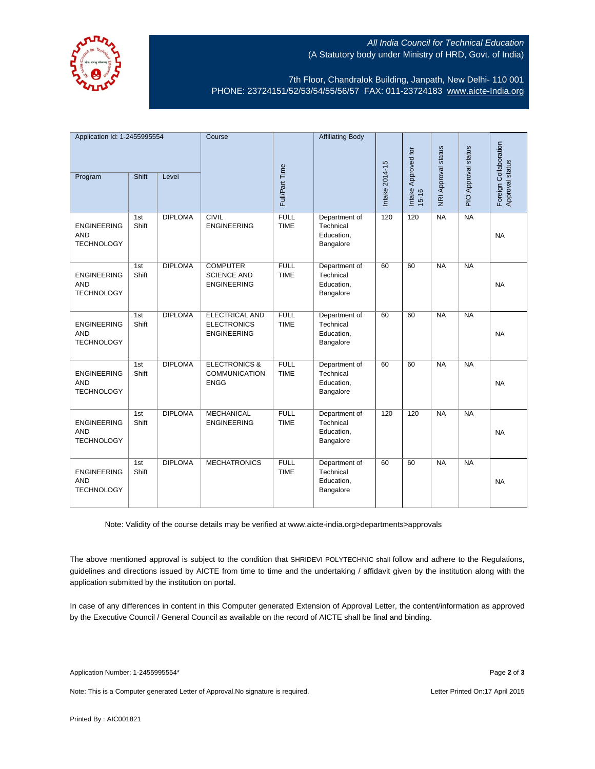All India Council for Technical Education
(A Statutory body under Ministry of HRD, Govt. of India)

7th Floor, Chandralok Building, Janpath, New Delhi- 110 001
PHONE: 23724151/52/53/54/55/56/57 FAX: 011-23724183 www.aicte-India.org

| Application Id: 1-2455995554 | | | Course | Full/Part Time | Affiliating Body | Intake 2014-15 | Intake Approved for 15-16 | NRI Approval status | PIO Approval status | Foreign Collaboration Approval status |
|---|---|---|---|---|---|---|---|---|---|---|
| Program | Shift | Level | | | | | | | | |
| ENGINEERING AND TECHNOLOGY | 1st Shift | DIPLOMA | CIVIL ENGINEERING | FULL TIME | Department of Technical Education, Bangalore | 120 | 120 | NA | NA | NA |
| ENGINEERING AND TECHNOLOGY | 1st Shift | DIPLOMA | COMPUTER SCIENCE AND ENGINEERING | FULL TIME | Department of Technical Education, Bangalore | 60 | 60 | NA | NA | NA |
| ENGINEERING AND TECHNOLOGY | 1st Shift | DIPLOMA | ELECTRICAL AND ELECTRONICS ENGINEERING | FULL TIME | Department of Technical Education, Bangalore | 60 | 60 | NA | NA | NA |
| ENGINEERING AND TECHNOLOGY | 1st Shift | DIPLOMA | ELECTRONICS & COMMUNICATION ENGG | FULL TIME | Department of Technical Education, Bangalore | 60 | 60 | NA | NA | NA |
| ENGINEERING AND TECHNOLOGY | 1st Shift | DIPLOMA | MECHANICAL ENGINEERING | FULL TIME | Department of Technical Education, Bangalore | 120 | 120 | NA | NA | NA |
| ENGINEERING AND TECHNOLOGY | 1st Shift | DIPLOMA | MECHATRONICS | FULL TIME | Department of Technical Education, Bangalore | 60 | 60 | NA | NA | NA |

Note: Validity of the course details may be verified at www.aicte-india.org>departments>approvals

The above mentioned approval is subject to the condition that SHRIDEVI POLYTECHNIC shall follow and adhere to the Regulations, guidelines and directions issued by AICTE from time to time and the undertaking / affidavit given by the institution along with the application submitted by the institution on portal.

In case of any differences in content in this Computer generated Extension of Approval Letter, the content/information as approved by the Executive Council / General Council as available on the record of AICTE shall be final and binding.

Application Number: 1-2455995554*

Note: This is a Computer generated Letter of Approval.No signature is required.

Letter Printed On:17 April 2015

Printed By : AIC001821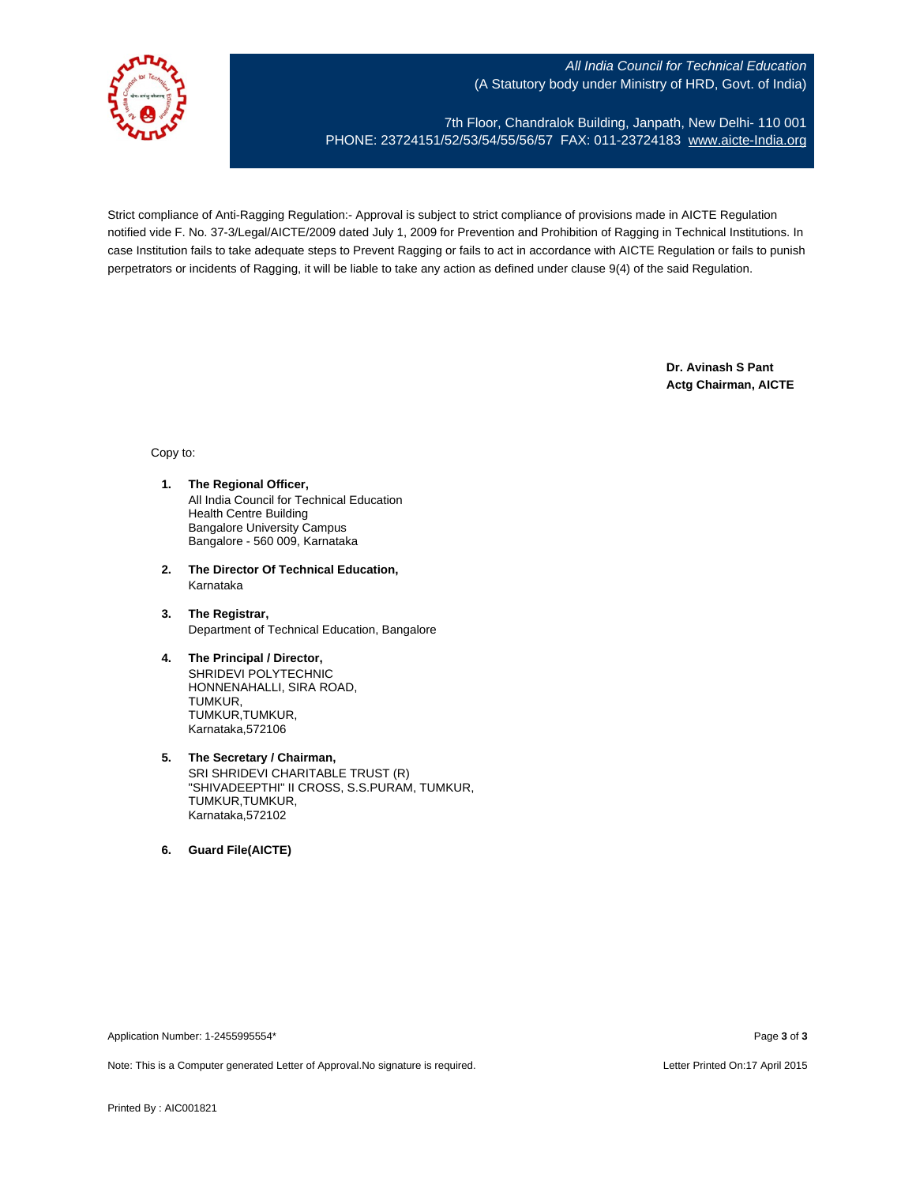Strict compliance of Anti-Ragging Regulation:- Approval is subject to strict compliance of provisions made in AICTE Regulation notified vide F. No. 37-3/Legal/AICTE/2009 dated July 1, 2009 for Prevention and Prohibition of Ragging in Technical Institutions. In case Institution fails to take adequate steps to Prevent Ragging or fails to act in accordance with AICTE Regulation or fails to punish perpetrators or incidents of Ragging, it will be liable to take any action as defined under clause 9(4) of the said Regulation.

**Dr. Avinash S Pant**
**Actg Chairman, AICTE**

Copy to:

1. **The Regional Officer,**
   All India Council for Technical Education
   Health Centre Building
   Bangalore University Campus
   Bangalore - 560 009, Karnataka

2. **The Director Of Technical Education,**
   Karnataka

3. **The Registrar,**
   Department of Technical Education, Bangalore

4. **The Principal / Director,**
   SHRIDEVI POLYTECHNIC
   HONNENAHALLI, SIRA ROAD,
   TUMKUR,
   TUMKUR,TUMKUR,
   Karnataka,572106

5. **The Secretary / Chairman,**
   SRI SHRIDEVI CHARITABLE TRUST (R)
   "SHIVADEEPTHI" II CROSS, S.S.PURAM, TUMKUR,
   TUMKUR,TUMKUR,
   Karnataka,572102

6. **Guard File(AICTE)**

Application Number: 1-2455995554*

Note: This is a Computer generated Letter of Approval.No signature is required.

Letter Printed On:17 April 2015

Printed By : AIC001821